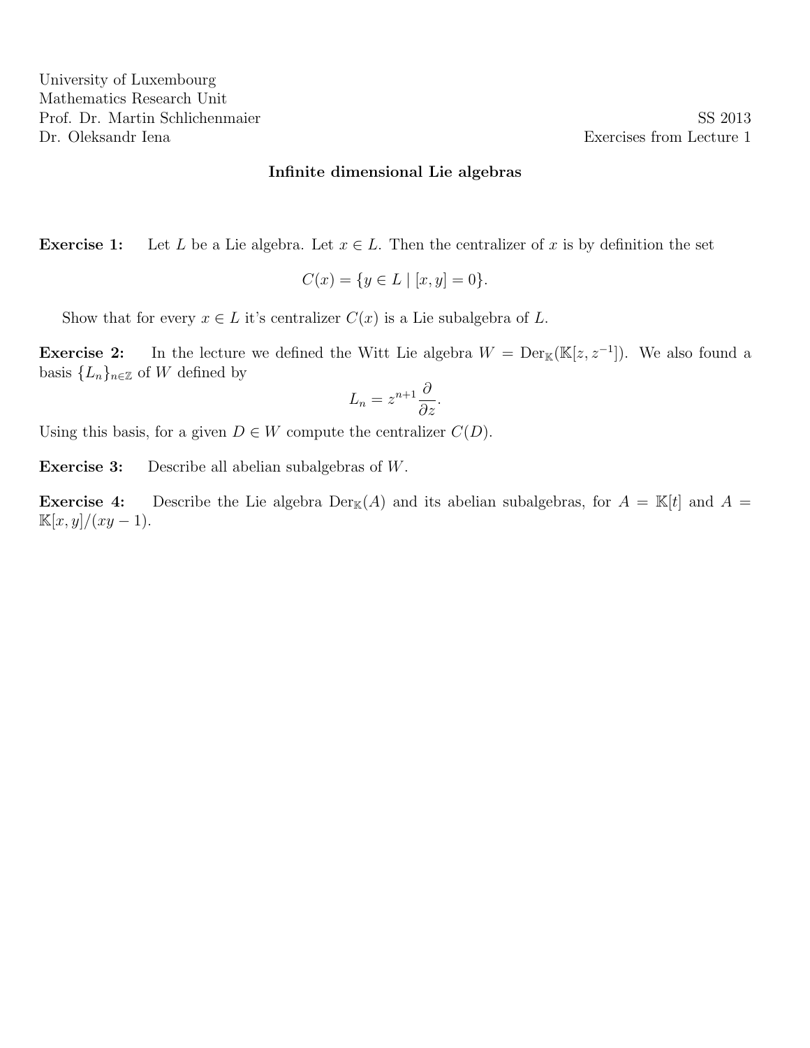University of Luxembourg
Mathematics Research Unit
Prof. Dr. Martin Schlichenmaier
Dr. Oleksandr Iena

SS 2013
Exercises from Lecture 1

## Infinite dimensional Lie algebras

**Exercise 1:** Let $L$ be a Lie algebra. Let $x \in L$. Then the centralizer of $x$ is by definition the set

$$C(x) = \{y \in L \mid [x, y] = 0\}.$$

Show that for every $x \in L$ it's centralizer $C(x)$ is a Lie subalgebra of $L$.

**Exercise 2:** In the lecture we defined the Witt Lie algebra $W = \mathrm{Der}_{\mathbb{K}}(\mathbb{K}[z, z^{-1}])$. We also found a basis $\{L_n\}_{n \in \mathbb{Z}}$ of $W$ defined by

$$L_n = z^{n+1} \frac{\partial}{\partial z}.$$

Using this basis, for a given $D \in W$ compute the centralizer $C(D)$.

**Exercise 3:** Describe all abelian subalgebras of $W$.

**Exercise 4:** Describe the Lie algebra $\mathrm{Der}_{\mathbb{K}}(A)$ and its abelian subalgebras, for $A = \mathbb{K}[t]$ and $A = \mathbb{K}[x, y]/(xy - 1)$.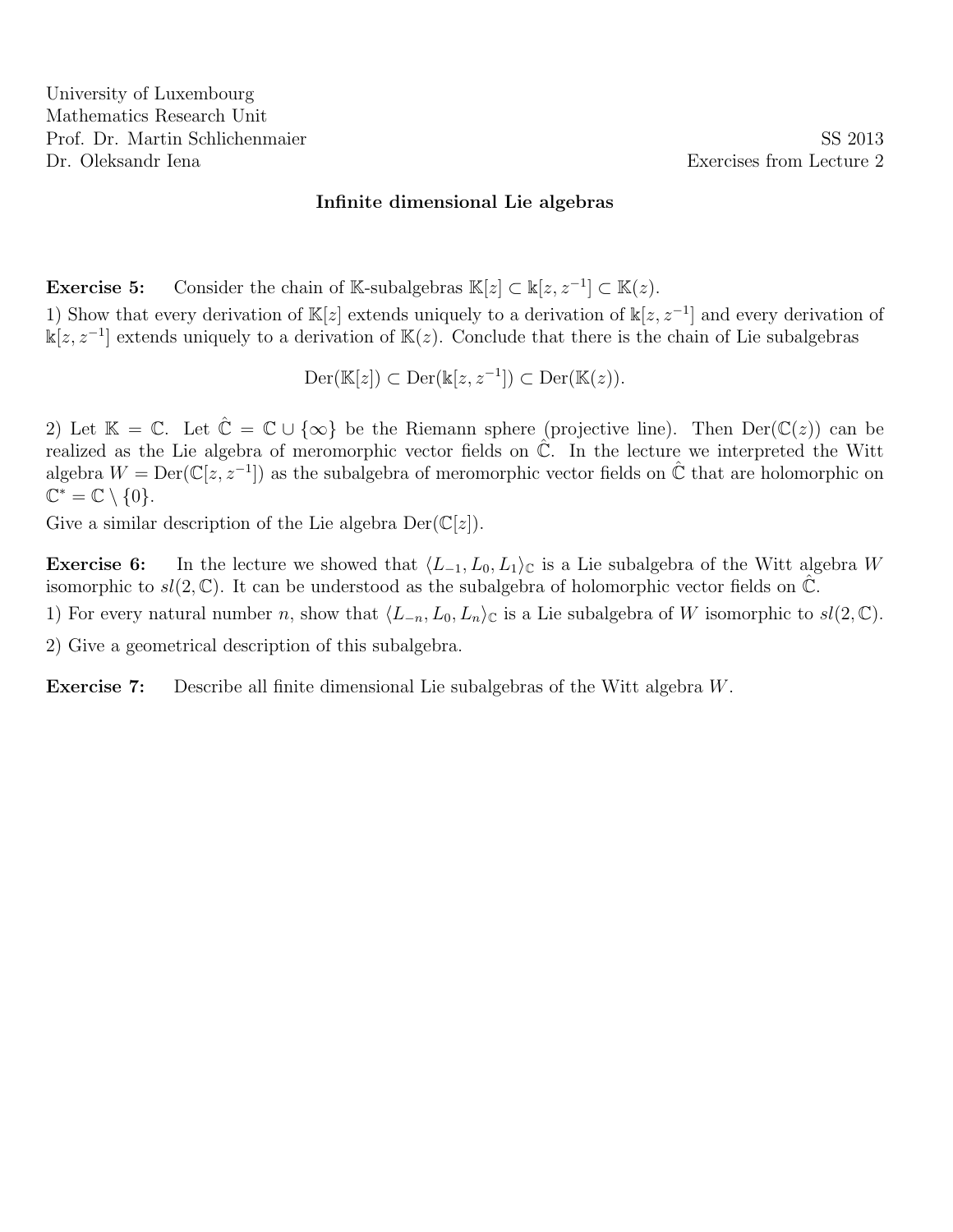University of Luxembourg
Mathematics Research Unit
Prof. Dr. Martin Schlichenmaier
Dr. Oleksandr Iena

SS 2013
Exercises from Lecture 2

**Infinite dimensional Lie algebras**

**Exercise 5:** Consider the chain of $\mathbb{K}$-subalgebras $\mathbb{K}[z] \subset \Bbbk[z, z^{-1}] \subset \mathbb{K}(z)$.

1) Show that every derivation of $\mathbb{K}[z]$ extends uniquely to a derivation of $\Bbbk[z, z^{-1}]$ and every derivation of $\Bbbk[z, z^{-1}]$ extends uniquely to a derivation of $\mathbb{K}(z)$. Conclude that there is the chain of Lie subalgebras

$$\operatorname{Der}(\mathbb{K}[z]) \subset \operatorname{Der}(\Bbbk[z, z^{-1}]) \subset \operatorname{Der}(\mathbb{K}(z)).$$

2) Let $\mathbb{K} = \mathbb{C}$. Let $\hat{\mathbb{C}} = \mathbb{C} \cup \{\infty\}$ be the Riemann sphere (projective line). Then $\operatorname{Der}(\mathbb{C}(z))$ can be realized as the Lie algebra of meromorphic vector fields on $\hat{\mathbb{C}}$. In the lecture we interpreted the Witt algebra $W = \operatorname{Der}(\mathbb{C}[z, z^{-1}])$ as the subalgebra of meromorphic vector fields on $\hat{\mathbb{C}}$ that are holomorphic on $\mathbb{C}^* = \mathbb{C} \setminus \{0\}$.

Give a similar description of the Lie algebra $\operatorname{Der}(\mathbb{C}[z])$.

**Exercise 6:** In the lecture we showed that $\langle L_{-1}, L_0, L_1 \rangle_{\mathbb{C}}$ is a Lie subalgebra of the Witt algebra $W$ isomorphic to $sl(2, \mathbb{C})$. It can be understood as the subalgebra of holomorphic vector fields on $\hat{\mathbb{C}}$.

1) For every natural number $n$, show that $\langle L_{-n}, L_0, L_n \rangle_{\mathbb{C}}$ is a Lie subalgebra of $W$ isomorphic to $sl(2, \mathbb{C})$.

2) Give a geometrical description of this subalgebra.

**Exercise 7:** Describe all finite dimensional Lie subalgebras of the Witt algebra $W$.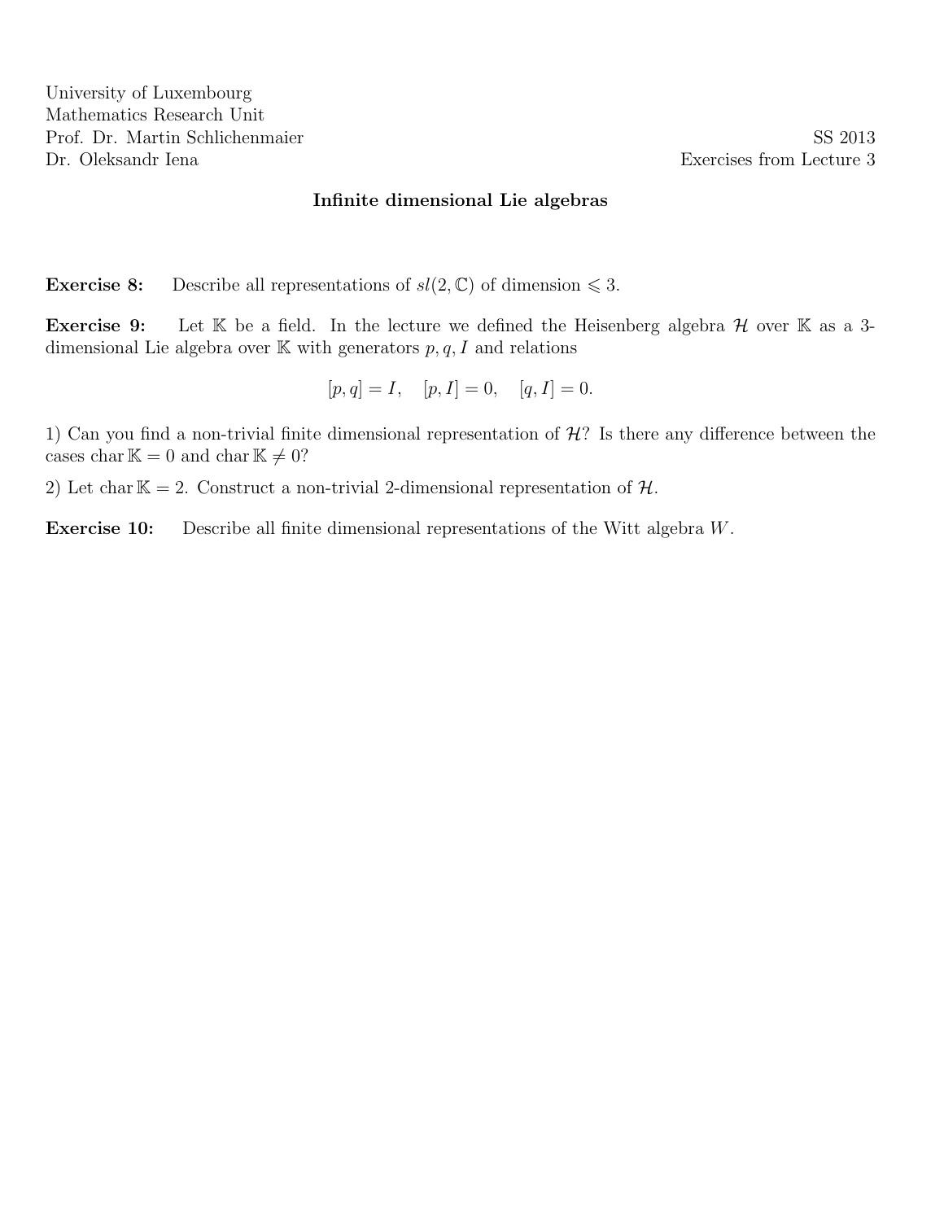University of Luxembourg
Mathematics Research Unit
Prof. Dr. Martin Schlichenmaier
Dr. Oleksandr Iena

SS 2013
Exercises from Lecture 3

**Infinite dimensional Lie algebras**

**Exercise 8:** Describe all representations of $sl(2,\mathbb{C})$ of dimension $\leqslant 3$.

**Exercise 9:** Let $\mathbb{K}$ be a field. In the lecture we defined the Heisenberg algebra $\mathcal{H}$ over $\mathbb{K}$ as a 3-dimensional Lie algebra over $\mathbb{K}$ with generators $p, q, I$ and relations

$$[p,q] = I, \quad [p,I] = 0, \quad [q,I] = 0.$$

1) Can you find a non-trivial finite dimensional representation of $\mathcal{H}$? Is there any difference between the cases $\operatorname{char}\mathbb{K} = 0$ and $\operatorname{char}\mathbb{K} \neq 0$?

2) Let $\operatorname{char}\mathbb{K} = 2$. Construct a non-trivial 2-dimensional representation of $\mathcal{H}$.

**Exercise 10:** Describe all finite dimensional representations of the Witt algebra $W$.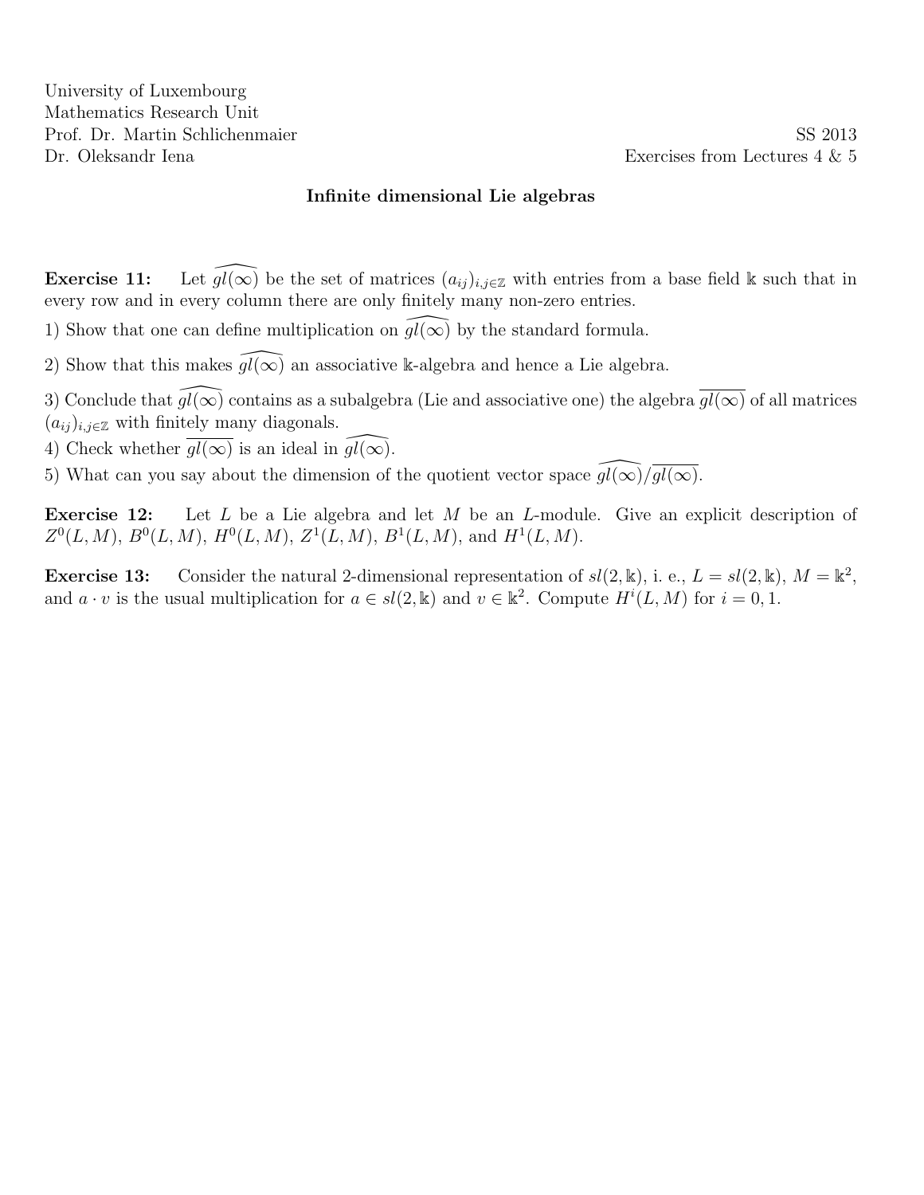University of Luxembourg
Mathematics Research Unit
Prof. Dr. Martin Schlichenmaier
Dr. Oleksandr Iena

SS 2013
Exercises from Lectures 4 & 5

**Infinite dimensional Lie algebras**

**Exercise 11:** Let $\widehat{gl(\infty)}$ be the set of matrices $(a_{ij})_{i,j\in\mathbb{Z}}$ with entries from a base field $\Bbbk$ such that in every row and in every column there are only finitely many non-zero entries.

1) Show that one can define multiplication on $\widehat{gl(\infty)}$ by the standard formula.

2) Show that this makes $\widehat{gl(\infty)}$ an associative $\Bbbk$-algebra and hence a Lie algebra.

3) Conclude that $\widehat{gl(\infty)}$ contains as a subalgebra (Lie and associative one) the algebra $\overline{gl(\infty)}$ of all matrices $(a_{ij})_{i,j\in\mathbb{Z}}$ with finitely many diagonals.

4) Check whether $\overline{gl(\infty)}$ is an ideal in $\widehat{gl(\infty)}$.

5) What can you say about the dimension of the quotient vector space $\widehat{gl(\infty)}/\overline{gl(\infty)}$.

**Exercise 12:** Let $L$ be a Lie algebra and let $M$ be an $L$-module. Give an explicit description of $Z^0(L,M)$, $B^0(L,M)$, $H^0(L,M)$, $Z^1(L,M)$, $B^1(L,M)$, and $H^1(L,M)$.

**Exercise 13:** Consider the natural 2-dimensional representation of $sl(2,\Bbbk)$, i. e., $L = sl(2,\Bbbk)$, $M = \Bbbk^2$, and $a \cdot v$ is the usual multiplication for $a \in sl(2,\Bbbk)$ and $v \in \Bbbk^2$. Compute $H^i(L,M)$ for $i = 0, 1$.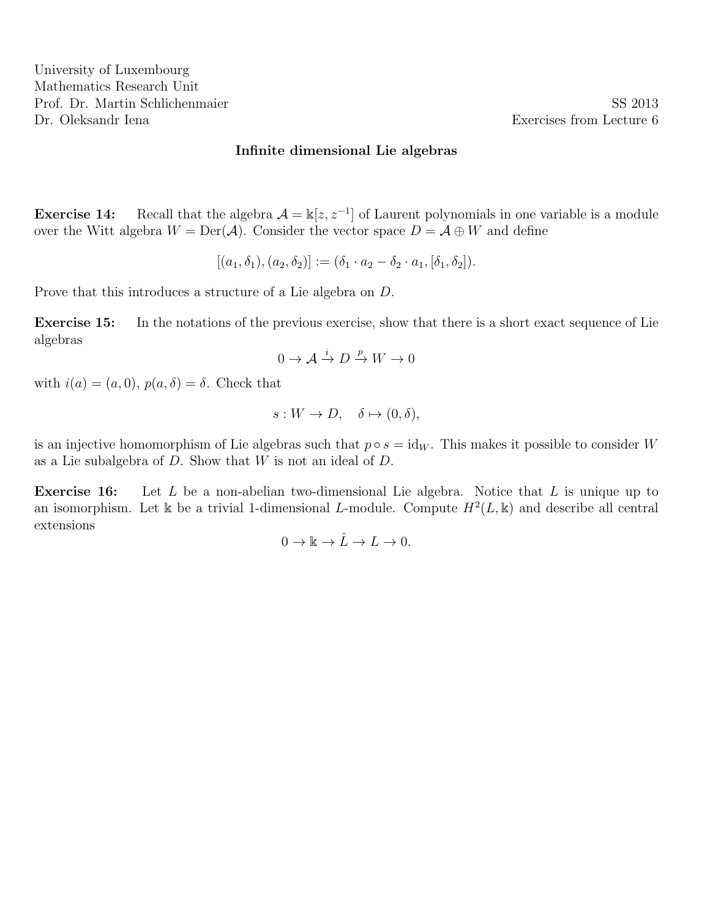University of Luxembourg  
Mathematics Research Unit  
Prof. Dr. Martin Schlichenmaier — SS 2013  
Dr. Oleksandr Iena — Exercises from Lecture 6

**Infinite dimensional Lie algebras**

**Exercise 14:** Recall that the algebra $\mathcal{A} = \Bbbk[z, z^{-1}]$ of Laurent polynomials in one variable is a module over the Witt algebra $W = \operatorname{Der}(\mathcal{A})$. Consider the vector space $D = \mathcal{A} \oplus W$ and define

$$[(a_1, \delta_1), (a_2, \delta_2)] := (\delta_1 \cdot a_2 - \delta_2 \cdot a_1, [\delta_1, \delta_2]).$$

Prove that this introduces a structure of a Lie algebra on $D$.

**Exercise 15:** In the notations of the previous exercise, show that there is a short exact sequence of Lie algebras

$$0 \to \mathcal{A} \xrightarrow{i} D \xrightarrow{p} W \to 0$$

with $i(a) = (a, 0)$, $p(a, \delta) = \delta$. Check that

$$s : W \to D, \quad \delta \mapsto (0, \delta),$$

is an injective homomorphism of Lie algebras such that $p \circ s = \mathrm{id}_W$. This makes it possible to consider $W$ as a Lie subalgebra of $D$. Show that $W$ is not an ideal of $D$.

**Exercise 16:** Let $L$ be a non-abelian two-dimensional Lie algebra. Notice that $L$ is unique up to an isomorphism. Let $\Bbbk$ be a trivial 1-dimensional $L$-module. Compute $H^2(L, \Bbbk)$ and describe all central extensions

$$0 \to \Bbbk \to \hat{L} \to L \to 0.$$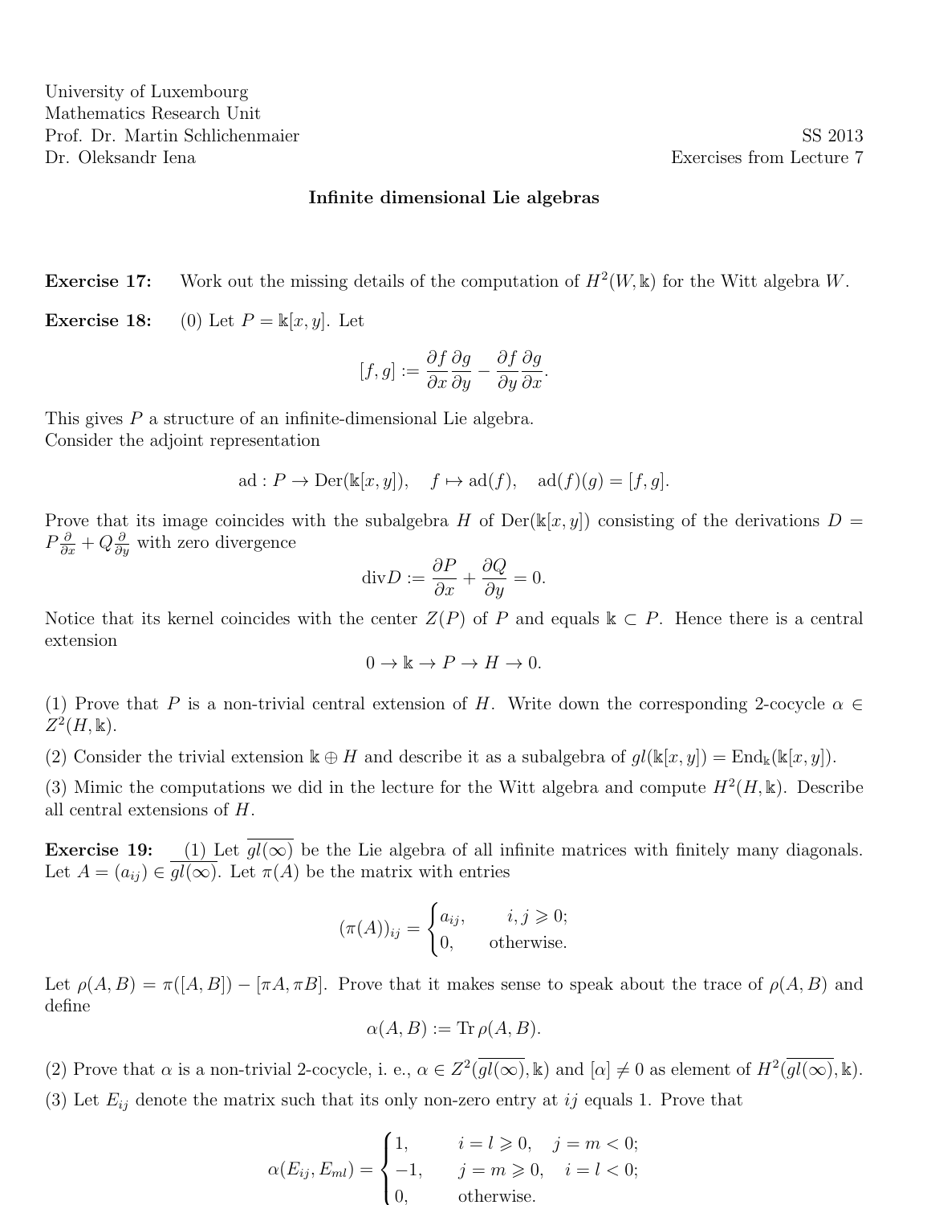University of Luxembourg
Mathematics Research Unit
Prof. Dr. Martin Schlichenmaier
Dr. Oleksandr Iena

SS 2013
Exercises from Lecture 7

## Infinite dimensional Lie algebras

**Exercise 17:** Work out the missing details of the computation of $H^2(W, \Bbbk)$ for the Witt algebra $W$.

**Exercise 18:** (0) Let $P = \Bbbk[x, y]$. Let

$$[f, g] := \frac{\partial f}{\partial x}\frac{\partial g}{\partial y} - \frac{\partial f}{\partial y}\frac{\partial g}{\partial x}.$$

This gives $P$ a structure of an infinite-dimensional Lie algebra.
Consider the adjoint representation

$$\mathrm{ad} : P \to \mathrm{Der}(\Bbbk[x, y]), \quad f \mapsto \mathrm{ad}(f), \quad \mathrm{ad}(f)(g) = [f, g].$$

Prove that its image coincides with the subalgebra $H$ of $\mathrm{Der}(\Bbbk[x, y])$ consisting of the derivations $D = P\frac{\partial}{\partial x} + Q\frac{\partial}{\partial y}$ with zero divergence

$$\mathrm{div} D := \frac{\partial P}{\partial x} + \frac{\partial Q}{\partial y} = 0.$$

Notice that its kernel coincides with the center $Z(P)$ of $P$ and equals $\Bbbk \subset P$. Hence there is a central extension

$$0 \to \Bbbk \to P \to H \to 0.$$

(1) Prove that $P$ is a non-trivial central extension of $H$. Write down the corresponding 2-cocycle $\alpha \in Z^2(H, \Bbbk)$.

(2) Consider the trivial extension $\Bbbk \oplus H$ and describe it as a subalgebra of $gl(\Bbbk[x, y]) = \mathrm{End}_{\Bbbk}(\Bbbk[x, y])$.

(3) Mimic the computations we did in the lecture for the Witt algebra and compute $H^2(H, \Bbbk)$. Describe all central extensions of $H$.

**Exercise 19:** (1) Let $\overline{gl(\infty)}$ be the Lie algebra of all infinite matrices with finitely many diagonals. Let $A = (a_{ij}) \in \overline{gl(\infty)}$. Let $\pi(A)$ be the matrix with entries

$$(\pi(A))_{ij} = \begin{cases} a_{ij}, & i, j \geqslant 0; \\ 0, & \text{otherwise}. \end{cases}$$

Let $\rho(A, B) = \pi([A, B]) - [\pi A, \pi B]$. Prove that it makes sense to speak about the trace of $\rho(A, B)$ and define

$$\alpha(A, B) := \mathrm{Tr}\, \rho(A, B).$$

(2) Prove that $\alpha$ is a non-trivial 2-cocycle, i. e., $\alpha \in Z^2(\overline{gl(\infty)}, \Bbbk)$ and $[\alpha] \neq 0$ as element of $H^2(\overline{gl(\infty)}, \Bbbk)$.

(3) Let $E_{ij}$ denote the matrix such that its only non-zero entry at $ij$ equals 1. Prove that

$$\alpha(E_{ij}, E_{ml}) = \begin{cases} 1, & i = l \geqslant 0, \quad j = m < 0; \\ -1, & j = m \geqslant 0, \quad i = l < 0; \\ 0, & \text{otherwise}. \end{cases}$$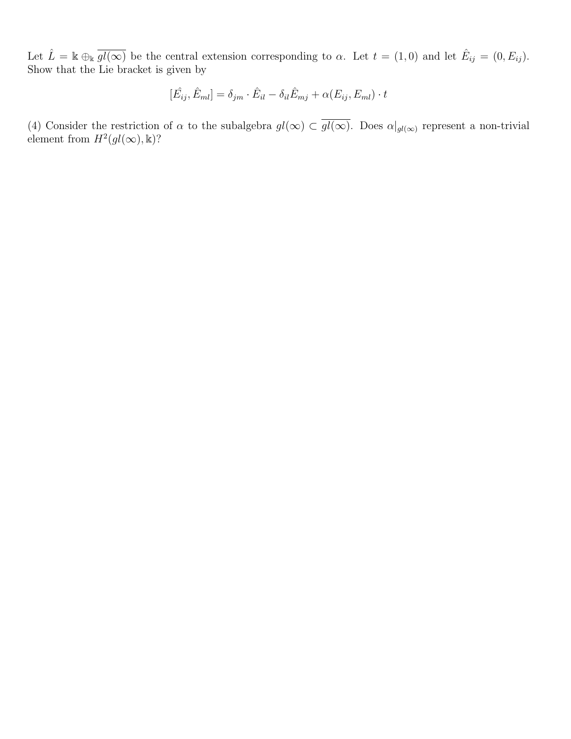Let $\hat{L} = \mathbb{k} \oplus_{\mathbb{k}} \overline{gl(\infty)}$ be the central extension corresponding to $\alpha$. Let $t = (1, 0)$ and let $\hat{E}_{ij} = (0, E_{ij})$. Show that the Lie bracket is given by

$$[\hat{E}_{ij}, \hat{E}_{ml}] = \delta_{jm} \cdot \hat{E}_{il} - \delta_{il} \hat{E}_{mj} + \alpha(E_{ij}, E_{ml}) \cdot t$$

(4) Consider the restriction of $\alpha$ to the subalgebra $gl(\infty) \subset \overline{gl(\infty)}$. Does $\alpha|_{gl(\infty)}$ represent a non-trivial element from $H^2(gl(\infty), \mathbb{k})$?